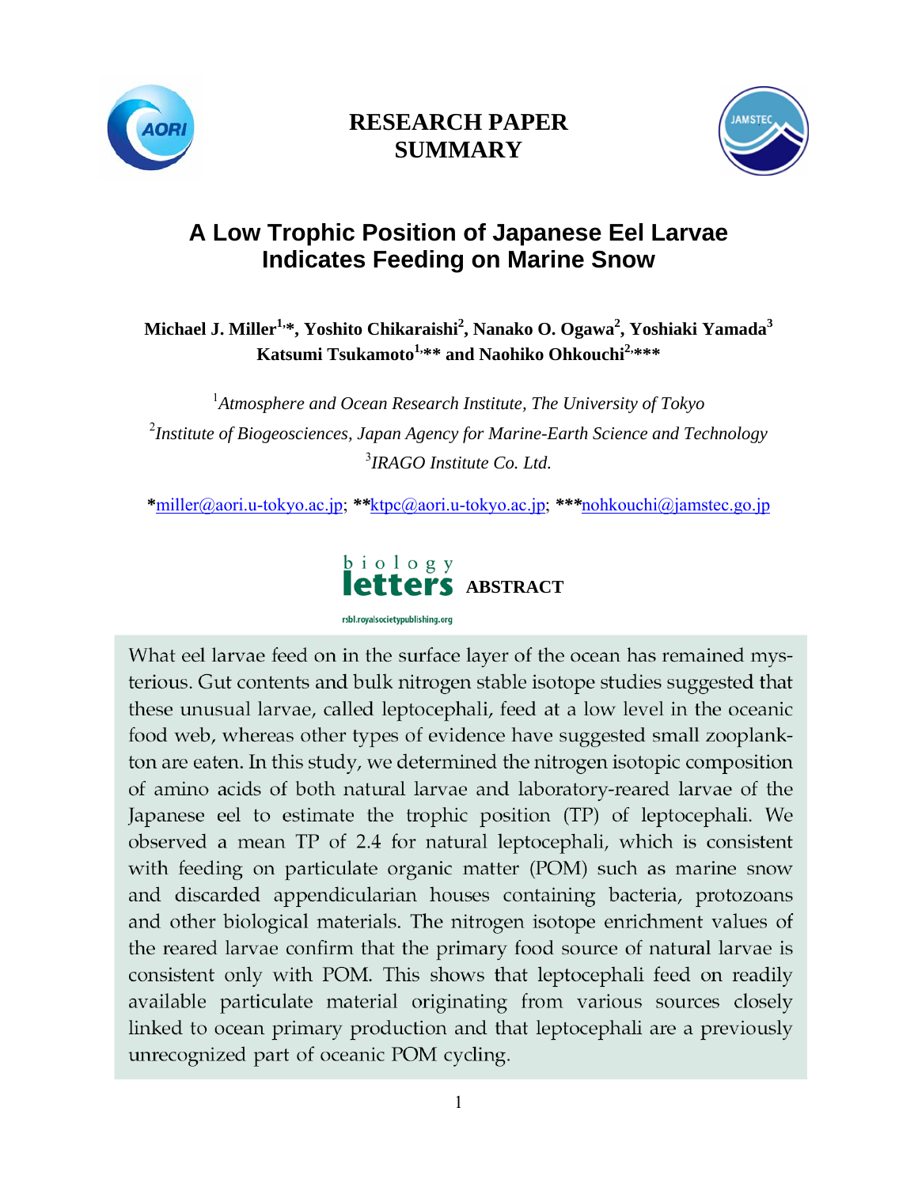**RESEARCH PAPER SUMMARY**

# A Low Trophic Position of Japanese Eel Larvae Indicates Feeding on Marine Snow

**Michael J. Miller[1,*], Yoshito Chikaraishi[2], Nanako O. Ogawa[2], Yoshiaki Yamada[3] Katsumi Tsukamoto[1,**] and Naohiko Ohkouchi[2,***]**

[1]*Atmosphere and Ocean Research Institute, The University of Tokyo*

[2]*Institute of Biogeosciences, Japan Agency for Marine-Earth Science and Technology*

[3]*IRAGO Institute Co. Ltd.*

***miller@aori.u-tokyo.ac.jp**; **\*\*ktpc@aori.u-tokyo.ac.jp**; **\*\*\*nohkouchi@jamstec.go.jp**

biology letters — rsbl.royalsocietypublishing.org

## ABSTRACT

What eel larvae feed on in the surface layer of the ocean has remained mysterious. Gut contents and bulk nitrogen stable isotope studies suggested that these unusual larvae, called leptocephali, feed at a low level in the oceanic food web, whereas other types of evidence have suggested small zooplankton are eaten. In this study, we determined the nitrogen isotopic composition of amino acids of both natural larvae and laboratory-reared larvae of the Japanese eel to estimate the trophic position (TP) of leptocephali. We observed a mean TP of 2.4 for natural leptocephali, which is consistent with feeding on particulate organic matter (POM) such as marine snow and discarded appendicularian houses containing bacteria, protozoans and other biological materials. The nitrogen isotope enrichment values of the reared larvae confirm that the primary food source of natural larvae is consistent only with POM. This shows that leptocephali feed on readily available particulate material originating from various sources closely linked to ocean primary production and that leptocephali are a previously unrecognized part of oceanic POM cycling.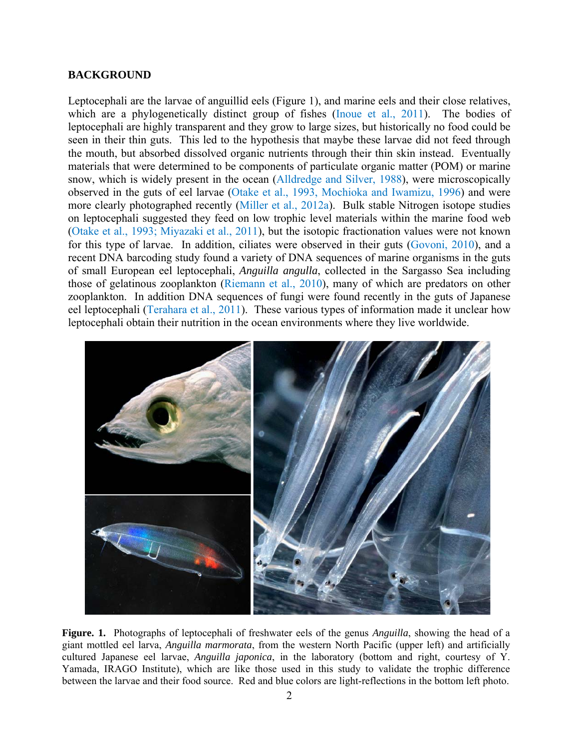## BACKGROUND

Leptocephali are the larvae of anguillid eels (Figure 1), and marine eels and their close relatives, which are a phylogenetically distinct group of fishes (Inoue et al., 2011). The bodies of leptocephali are highly transparent and they grow to large sizes, but historically no food could be seen in their thin guts. This led to the hypothesis that maybe these larvae did not feed through the mouth, but absorbed dissolved organic nutrients through their thin skin instead. Eventually materials that were determined to be components of particulate organic matter (POM) or marine snow, which is widely present in the ocean (Alldredge and Silver, 1988), were microscopically observed in the guts of eel larvae (Otake et al., 1993, Mochioka and Iwamizu, 1996) and were more clearly photographed recently (Miller et al., 2012a). Bulk stable Nitrogen isotope studies on leptocephali suggested they feed on low trophic level materials within the marine food web (Otake et al., 1993; Miyazaki et al., 2011), but the isotopic fractionation values were not known for this type of larvae. In addition, ciliates were observed in their guts (Govoni, 2010), and a recent DNA barcoding study found a variety of DNA sequences of marine organisms in the guts of small European eel leptocephali, *Anguilla angulla*, collected in the Sargasso Sea including those of gelatinous zooplankton (Riemann et al., 2010), many of which are predators on other zooplankton. In addition DNA sequences of fungi were found recently in the guts of Japanese eel leptocephali (Terahara et al., 2011). These various types of information made it unclear how leptocephali obtain their nutrition in the ocean environments where they live worldwide.

**Figure. 1.** Photographs of leptocephali of freshwater eels of the genus *Anguilla*, showing the head of a giant mottled eel larva, *Anguilla marmorata*, from the western North Pacific (upper left) and artificially cultured Japanese eel larvae, *Anguilla japonica*, in the laboratory (bottom and right, courtesy of Y. Yamada, IRAGO Institute), which are like those used in this study to validate the trophic difference between the larvae and their food source. Red and blue colors are light-reflections in the bottom left photo.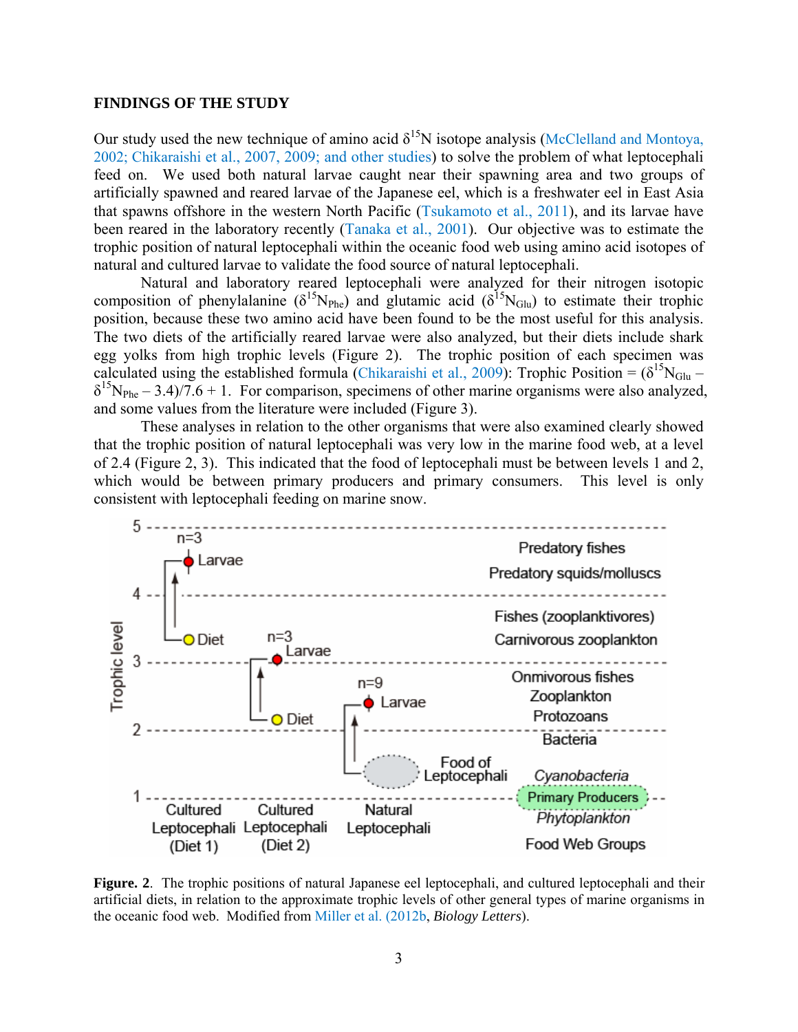## FINDINGS OF THE STUDY

Our study used the new technique of amino acid $\delta^{15}N$ isotope analysis (McClelland and Montoya, 2002; Chikaraishi et al., 2007, 2009; and other studies) to solve the problem of what leptocephali feed on. We used both natural larvae caught near their spawning area and two groups of artificially spawned and reared larvae of the Japanese eel, which is a freshwater eel in East Asia that spawns offshore in the western North Pacific (Tsukamoto et al., 2011), and its larvae have been reared in the laboratory recently (Tanaka et al., 2001). Our objective was to estimate the trophic position of natural leptocephali within the oceanic food web using amino acid isotopes of natural and cultured larvae to validate the food source of natural leptocephali.

Natural and laboratory reared leptocephali were analyzed for their nitrogen isotopic composition of phenylalanine ($\delta^{15}N_{Phe}$) and glutamic acid ($\delta^{15}N_{Glu}$) to estimate their trophic position, because these two amino acid have been found to be the most useful for this analysis. The two diets of the artificially reared larvae were also analyzed, but their diets include shark egg yolks from high trophic levels (Figure 2). The trophic position of each specimen was calculated using the established formula (Chikaraishi et al., 2009): Trophic Position = ($\delta^{15}N_{Glu}$ – $\delta^{15}N_{Phe}$ – 3.4)/7.6 + 1. For comparison, specimens of other marine organisms were also analyzed, and some values from the literature were included (Figure 3).

These analyses in relation to the other organisms that were also examined clearly showed that the trophic position of natural leptocephali was very low in the marine food web, at a level of 2.4 (Figure 2, 3). This indicated that the food of leptocephali must be between levels 1 and 2, which would be between primary producers and primary consumers. This level is only consistent with leptocephali feeding on marine snow.

**Figure. 2**. The trophic positions of natural Japanese eel leptocephali, and cultured leptocephali and their artificial diets, in relation to the approximate trophic levels of other general types of marine organisms in the oceanic food web. Modified from Miller et al. (2012b, *Biology Letters*).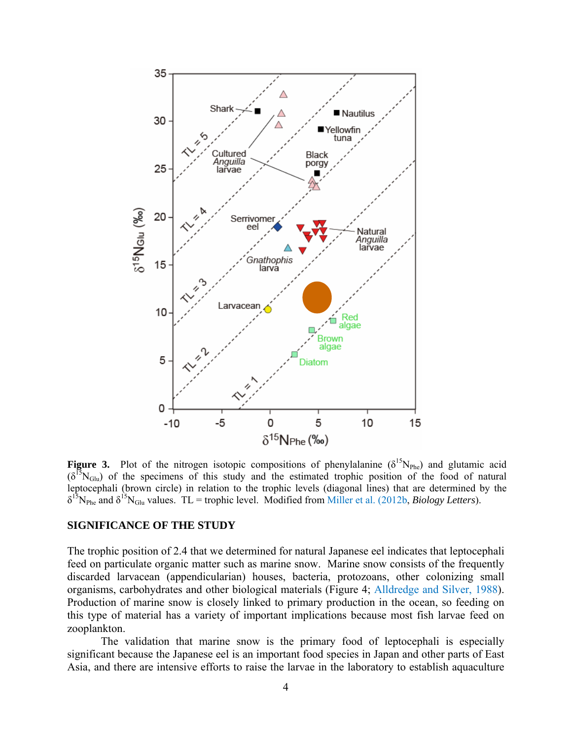**Figure 3.** Plot of the nitrogen isotopic compositions of phenylalanine ($\delta^{15}N_{Phe}$) and glutamic acid ($\delta^{15}N_{Glu}$) of the specimens of this study and the estimated trophic position of the food of natural leptocephali (brown circle) in relation to the trophic levels (diagonal lines) that are determined by the $\delta^{15}N_{Phe}$ and $\delta^{15}N_{Glu}$ values. TL = trophic level. Modified from Miller et al. (2012b, *Biology Letters*).

## SIGNIFICANCE OF THE STUDY

The trophic position of 2.4 that we determined for natural Japanese eel indicates that leptocephali feed on particulate organic matter such as marine snow. Marine snow consists of the frequently discarded larvacean (appendicularian) houses, bacteria, protozoans, other colonizing small organisms, carbohydrates and other biological materials (Figure 4; Alldredge and Silver, 1988). Production of marine snow is closely linked to primary production in the ocean, so feeding on this type of material has a variety of important implications because most fish larvae feed on zooplankton.

The validation that marine snow is the primary food of leptocephali is especially significant because the Japanese eel is an important food species in Japan and other parts of East Asia, and there are intensive efforts to raise the larvae in the laboratory to establish aquaculture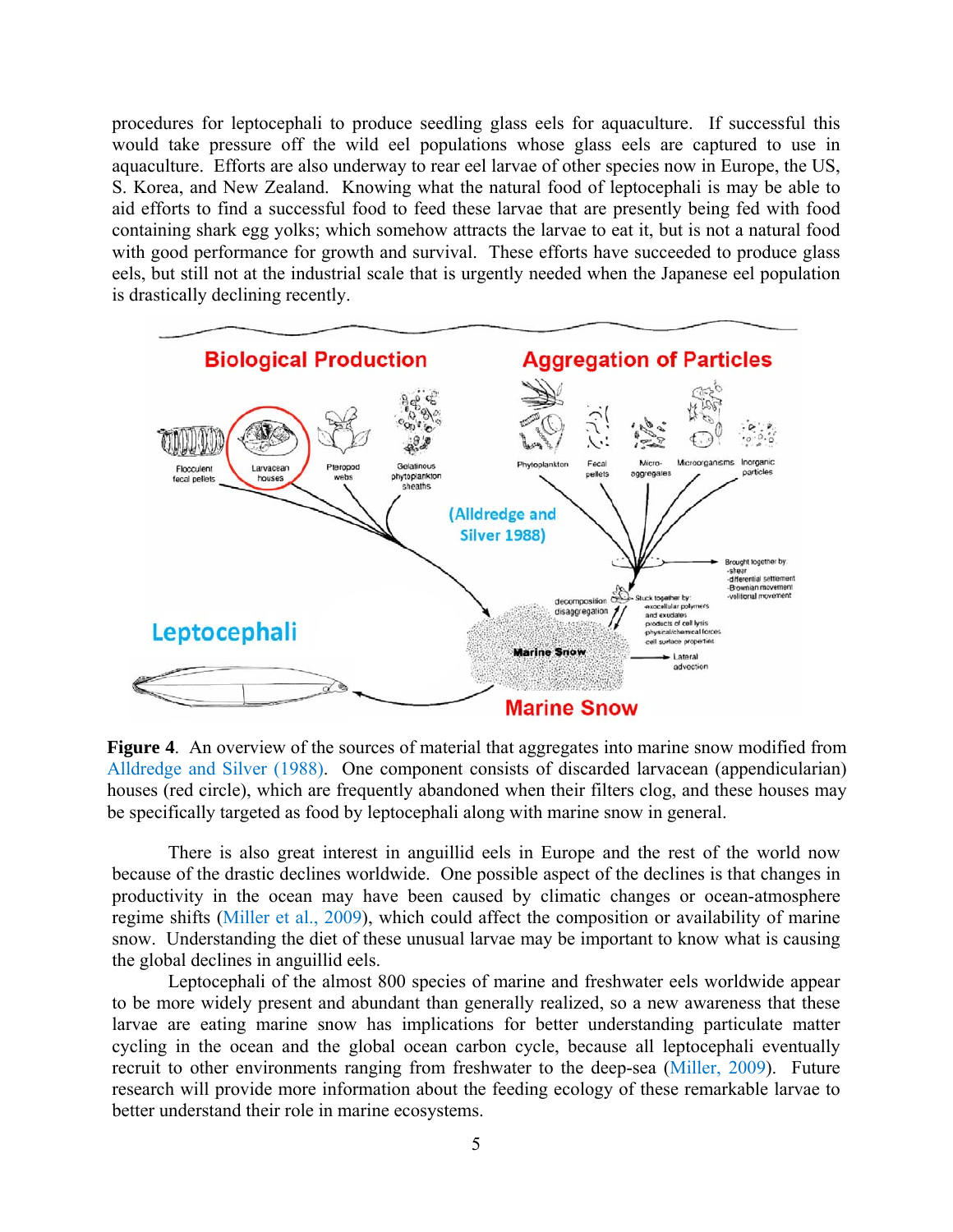procedures for leptocephali to produce seedling glass eels for aquaculture. If successful this would take pressure off the wild eel populations whose glass eels are captured to use in aquaculture. Efforts are also underway to rear eel larvae of other species now in Europe, the US, S. Korea, and New Zealand. Knowing what the natural food of leptocephali is may be able to aid efforts to find a successful food to feed these larvae that are presently being fed with food containing shark egg yolks; which somehow attracts the larvae to eat it, but is not a natural food with good performance for growth and survival. These efforts have succeeded to produce glass eels, but still not at the industrial scale that is urgently needed when the Japanese eel population is drastically declining recently.

**Figure 4**. An overview of the sources of material that aggregates into marine snow modified from Alldredge and Silver (1988). One component consists of discarded larvacean (appendicularian) houses (red circle), which are frequently abandoned when their filters clog, and these houses may be specifically targeted as food by leptocephali along with marine snow in general.

There is also great interest in anguillid eels in Europe and the rest of the world now because of the drastic declines worldwide. One possible aspect of the declines is that changes in productivity in the ocean may have been caused by climatic changes or ocean-atmosphere regime shifts (Miller et al., 2009), which could affect the composition or availability of marine snow. Understanding the diet of these unusual larvae may be important to know what is causing the global declines in anguillid eels.

Leptocephali of the almost 800 species of marine and freshwater eels worldwide appear to be more widely present and abundant than generally realized, so a new awareness that these larvae are eating marine snow has implications for better understanding particulate matter cycling in the ocean and the global ocean carbon cycle, because all leptocephali eventually recruit to other environments ranging from freshwater to the deep-sea (Miller, 2009). Future research will provide more information about the feeding ecology of these remarkable larvae to better understand their role in marine ecosystems.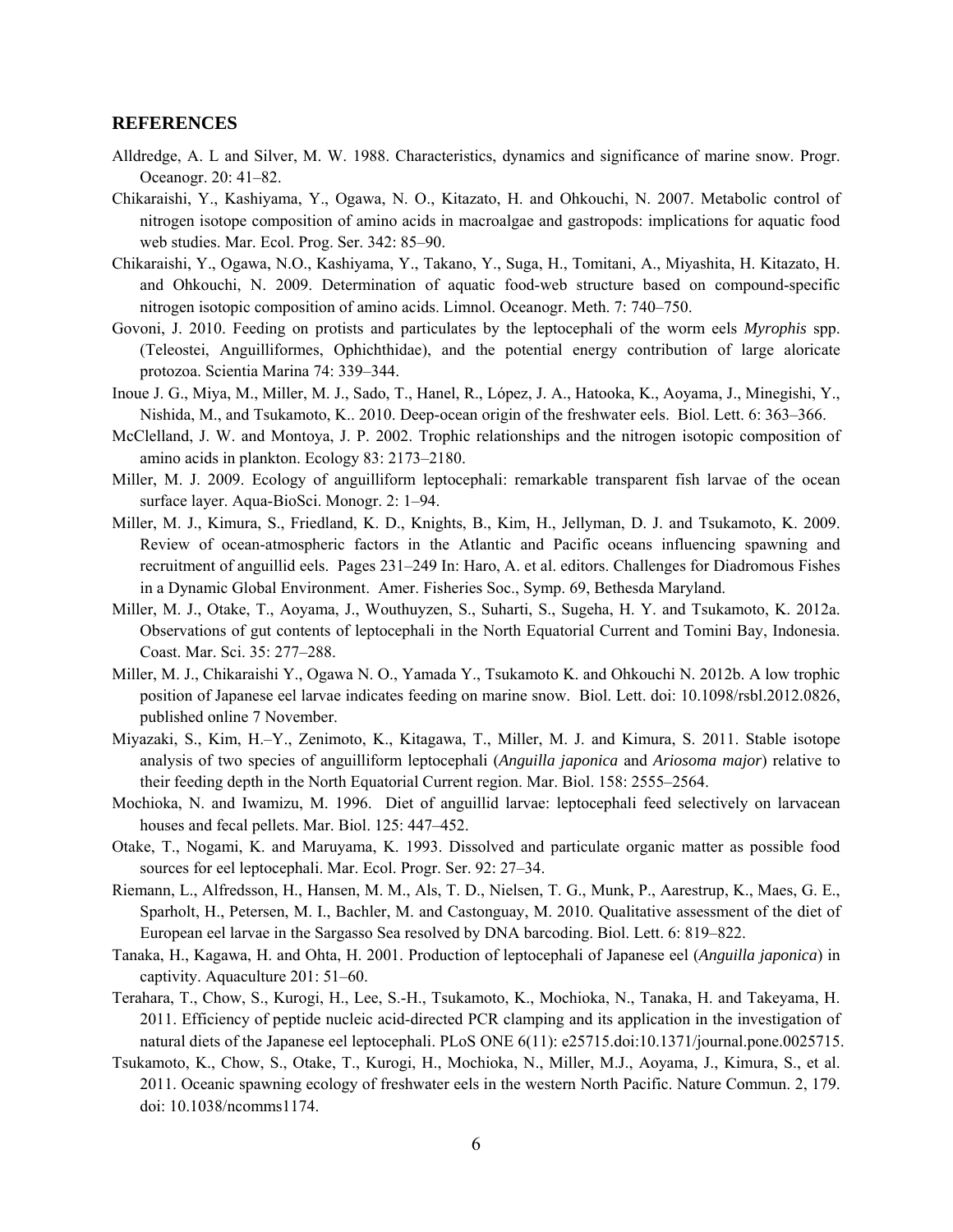## REFERENCES

Alldredge, A. L and Silver, M. W. 1988. Characteristics, dynamics and significance of marine snow. Progr. Oceanogr. 20: 41–82.

Chikaraishi, Y., Kashiyama, Y., Ogawa, N. O., Kitazato, H. and Ohkouchi, N. 2007. Metabolic control of nitrogen isotope composition of amino acids in macroalgae and gastropods: implications for aquatic food web studies. Mar. Ecol. Prog. Ser. 342: 85–90.

Chikaraishi, Y., Ogawa, N.O., Kashiyama, Y., Takano, Y., Suga, H., Tomitani, A., Miyashita, H. Kitazato, H. and Ohkouchi, N. 2009. Determination of aquatic food-web structure based on compound-specific nitrogen isotopic composition of amino acids. Limnol. Oceanogr. Meth. 7: 740–750.

Govoni, J. 2010. Feeding on protists and particulates by the leptocephali of the worm eels *Myrophis* spp. (Teleostei, Anguilliformes, Ophichthidae), and the potential energy contribution of large aloricate protozoa. Scientia Marina 74: 339–344.

Inoue J. G., Miya, M., Miller, M. J., Sado, T., Hanel, R., López, J. A., Hatooka, K., Aoyama, J., Minegishi, Y., Nishida, M., and Tsukamoto, K.. 2010. Deep-ocean origin of the freshwater eels. Biol. Lett. 6: 363–366.

McClelland, J. W. and Montoya, J. P. 2002. Trophic relationships and the nitrogen isotopic composition of amino acids in plankton. Ecology 83: 2173–2180.

Miller, M. J. 2009. Ecology of anguilliform leptocephali: remarkable transparent fish larvae of the ocean surface layer. Aqua-BioSci. Monogr. 2: 1–94.

Miller, M. J., Kimura, S., Friedland, K. D., Knights, B., Kim, H., Jellyman, D. J. and Tsukamoto, K. 2009. Review of ocean-atmospheric factors in the Atlantic and Pacific oceans influencing spawning and recruitment of anguillid eels. Pages 231–249 In: Haro, A. et al. editors. Challenges for Diadromous Fishes in a Dynamic Global Environment. Amer. Fisheries Soc., Symp. 69, Bethesda Maryland.

Miller, M. J., Otake, T., Aoyama, J., Wouthuyzen, S., Suharti, S., Sugeha, H. Y. and Tsukamoto, K. 2012a. Observations of gut contents of leptocephali in the North Equatorial Current and Tomini Bay, Indonesia. Coast. Mar. Sci. 35: 277–288.

Miller, M. J., Chikaraishi Y., Ogawa N. O., Yamada Y., Tsukamoto K. and Ohkouchi N. 2012b. A low trophic position of Japanese eel larvae indicates feeding on marine snow. Biol. Lett. doi: 10.1098/rsbl.2012.0826, published online 7 November.

Miyazaki, S., Kim, H.–Y., Zenimoto, K., Kitagawa, T., Miller, M. J. and Kimura, S. 2011. Stable isotope analysis of two species of anguilliform leptocephali (*Anguilla japonica* and *Ariosoma major*) relative to their feeding depth in the North Equatorial Current region. Mar. Biol. 158: 2555–2564.

Mochioka, N. and Iwamizu, M. 1996. Diet of anguillid larvae: leptocephali feed selectively on larvacean houses and fecal pellets. Mar. Biol. 125: 447–452.

Otake, T., Nogami, K. and Maruyama, K. 1993. Dissolved and particulate organic matter as possible food sources for eel leptocephali. Mar. Ecol. Progr. Ser. 92: 27–34.

Riemann, L., Alfredsson, H., Hansen, M. M., Als, T. D., Nielsen, T. G., Munk, P., Aarestrup, K., Maes, G. E., Sparholt, H., Petersen, M. I., Bachler, M. and Castonguay, M. 2010. Qualitative assessment of the diet of European eel larvae in the Sargasso Sea resolved by DNA barcoding. Biol. Lett. 6: 819–822.

Tanaka, H., Kagawa, H. and Ohta, H. 2001. Production of leptocephali of Japanese eel (*Anguilla japonica*) in captivity. Aquaculture 201: 51–60.

Terahara, T., Chow, S., Kurogi, H., Lee, S.-H., Tsukamoto, K., Mochioka, N., Tanaka, H. and Takeyama, H. 2011. Efficiency of peptide nucleic acid-directed PCR clamping and its application in the investigation of natural diets of the Japanese eel leptocephali. PLoS ONE 6(11): e25715.doi:10.1371/journal.pone.0025715.

Tsukamoto, K., Chow, S., Otake, T., Kurogi, H., Mochioka, N., Miller, M.J., Aoyama, J., Kimura, S., et al. 2011. Oceanic spawning ecology of freshwater eels in the western North Pacific. Nature Commun. 2, 179. doi: 10.1038/ncomms1174.